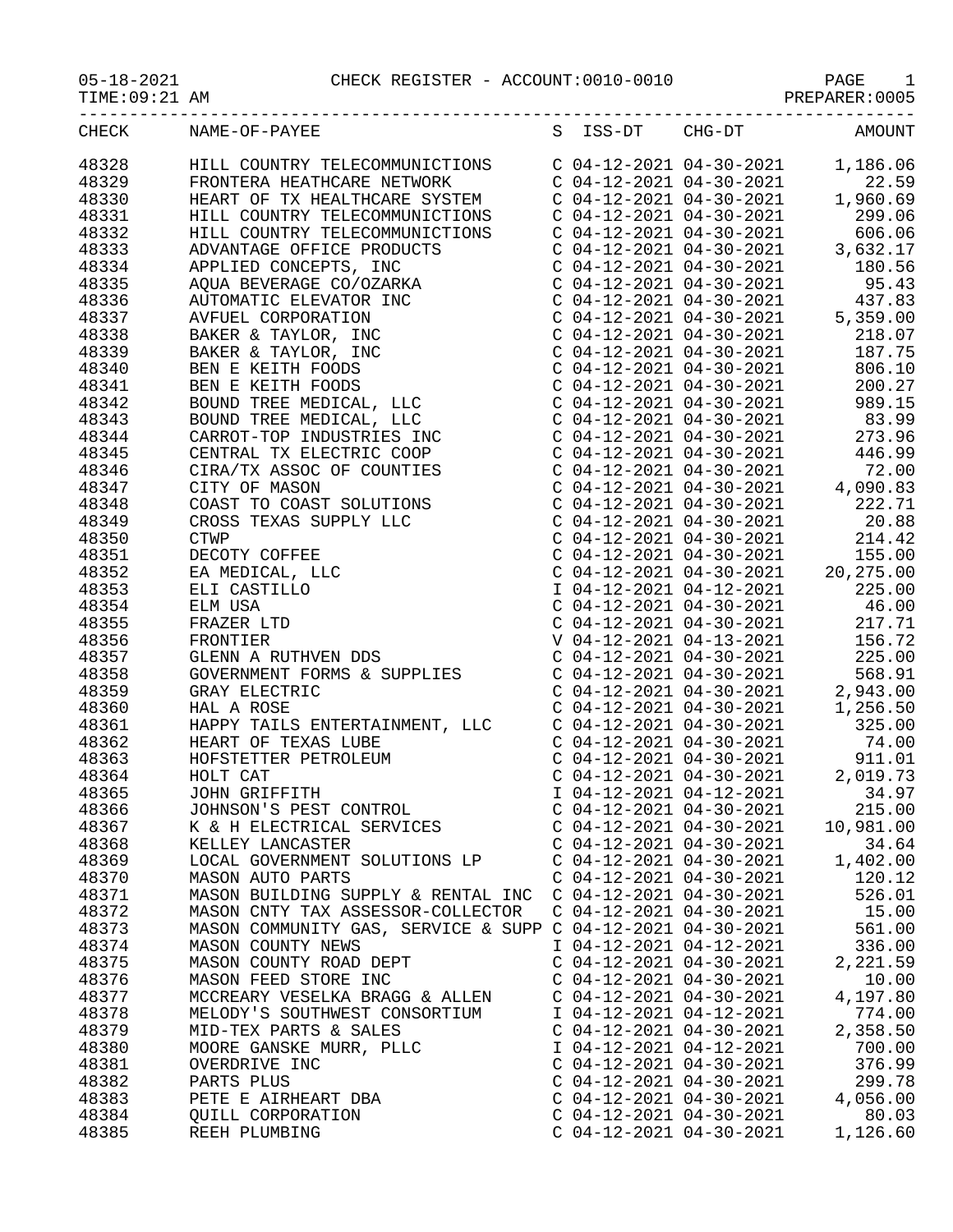05-18-2021 CHECK REGISTER - ACCOUNT:0010-0010

TIME:09:21 AM PREPARER:0005

| CHECK | NAME-OF-PAYEE | S | ISS-DT | CHG-DT | AMOUNT |
|---|---|---|---|---|---|
| 48328 | HILL COUNTRY TELECOMMUNICTIONS | C | 04-12-2021 | 04-30-2021 | 1,186.06 |
| 48329 | FRONTERA HEATHCARE NETWORK | C | 04-12-2021 | 04-30-2021 | 22.59 |
| 48330 | HEART OF TX HEALTHCARE SYSTEM | C | 04-12-2021 | 04-30-2021 | 1,960.69 |
| 48331 | HILL COUNTRY TELECOMMUNICTIONS | C | 04-12-2021 | 04-30-2021 | 299.06 |
| 48332 | HILL COUNTRY TELECOMMUNICTIONS | C | 04-12-2021 | 04-30-2021 | 606.06 |
| 48333 | ADVANTAGE OFFICE PRODUCTS | C | 04-12-2021 | 04-30-2021 | 3,632.17 |
| 48334 | APPLIED CONCEPTS, INC | C | 04-12-2021 | 04-30-2021 | 180.56 |
| 48335 | AQUA BEVERAGE CO/OZARKA | C | 04-12-2021 | 04-30-2021 | 95.43 |
| 48336 | AUTOMATIC ELEVATOR INC | C | 04-12-2021 | 04-30-2021 | 437.83 |
| 48337 | AVFUEL CORPORATION | C | 04-12-2021 | 04-30-2021 | 5,359.00 |
| 48338 | BAKER & TAYLOR, INC | C | 04-12-2021 | 04-30-2021 | 218.07 |
| 48339 | BAKER & TAYLOR, INC | C | 04-12-2021 | 04-30-2021 | 187.75 |
| 48340 | BEN E KEITH FOODS | C | 04-12-2021 | 04-30-2021 | 806.10 |
| 48341 | BEN E KEITH FOODS | C | 04-12-2021 | 04-30-2021 | 200.27 |
| 48342 | BOUND TREE MEDICAL, LLC | C | 04-12-2021 | 04-30-2021 | 989.15 |
| 48343 | BOUND TREE MEDICAL, LLC | C | 04-12-2021 | 04-30-2021 | 83.99 |
| 48344 | CARROT-TOP INDUSTRIES INC | C | 04-12-2021 | 04-30-2021 | 273.96 |
| 48345 | CENTRAL TX ELECTRIC COOP | C | 04-12-2021 | 04-30-2021 | 446.99 |
| 48346 | CIRA/TX ASSOC OF COUNTIES | C | 04-12-2021 | 04-30-2021 | 72.00 |
| 48347 | CITY OF MASON | C | 04-12-2021 | 04-30-2021 | 4,090.83 |
| 48348 | COAST TO COAST SOLUTIONS | C | 04-12-2021 | 04-30-2021 | 222.71 |
| 48349 | CROSS TEXAS SUPPLY LLC | C | 04-12-2021 | 04-30-2021 | 20.88 |
| 48350 | CTWP | C | 04-12-2021 | 04-30-2021 | 214.42 |
| 48351 | DECOTY COFFEE | C | 04-12-2021 | 04-30-2021 | 155.00 |
| 48352 | EA MEDICAL, LLC | C | 04-12-2021 | 04-30-2021 | 20,275.00 |
| 48353 | ELI CASTILLO | I | 04-12-2021 | 04-12-2021 | 225.00 |
| 48354 | ELM USA | C | 04-12-2021 | 04-30-2021 | 46.00 |
| 48355 | FRAZER LTD | C | 04-12-2021 | 04-30-2021 | 217.71 |
| 48356 | FRONTIER | V | 04-12-2021 | 04-13-2021 | 156.72 |
| 48357 | GLENN A RUTHVEN DDS | C | 04-12-2021 | 04-30-2021 | 225.00 |
| 48358 | GOVERNMENT FORMS & SUPPLIES | C | 04-12-2021 | 04-30-2021 | 568.91 |
| 48359 | GRAY ELECTRIC | C | 04-12-2021 | 04-30-2021 | 2,943.00 |
| 48360 | HAL A ROSE | C | 04-12-2021 | 04-30-2021 | 1,256.50 |
| 48361 | HAPPY TAILS ENTERTAINMENT, LLC | C | 04-12-2021 | 04-30-2021 | 325.00 |
| 48362 | HEART OF TEXAS LUBE | C | 04-12-2021 | 04-30-2021 | 74.00 |
| 48363 | HOFSTETTER PETROLEUM | C | 04-12-2021 | 04-30-2021 | 911.01 |
| 48364 | HOLT CAT | C | 04-12-2021 | 04-30-2021 | 2,019.73 |
| 48365 | JOHN GRIFFITH | I | 04-12-2021 | 04-12-2021 | 34.97 |
| 48366 | JOHNSON'S PEST CONTROL | C | 04-12-2021 | 04-30-2021 | 215.00 |
| 48367 | K & H ELECTRICAL SERVICES | C | 04-12-2021 | 04-30-2021 | 10,981.00 |
| 48368 | KELLEY LANCASTER | C | 04-12-2021 | 04-30-2021 | 34.64 |
| 48369 | LOCAL GOVERNMENT SOLUTIONS LP | C | 04-12-2021 | 04-30-2021 | 1,402.00 |
| 48370 | MASON AUTO PARTS | C | 04-12-2021 | 04-30-2021 | 120.12 |
| 48371 | MASON BUILDING SUPPLY & RENTAL INC | C | 04-12-2021 | 04-30-2021 | 526.01 |
| 48372 | MASON CNTY TAX ASSESSOR-COLLECTOR | C | 04-12-2021 | 04-30-2021 | 15.00 |
| 48373 | MASON COMMUNITY GAS, SERVICE & SUPP | C | 04-12-2021 | 04-30-2021 | 561.00 |
| 48374 | MASON COUNTY NEWS | I | 04-12-2021 | 04-12-2021 | 336.00 |
| 48375 | MASON COUNTY ROAD DEPT | C | 04-12-2021 | 04-30-2021 | 2,221.59 |
| 48376 | MASON FEED STORE INC | C | 04-12-2021 | 04-30-2021 | 10.00 |
| 48377 | MCCREARY VESELKA BRAGG & ALLEN | C | 04-12-2021 | 04-30-2021 | 4,197.80 |
| 48378 | MELODY'S SOUTHWEST CONSORTIUM | I | 04-12-2021 | 04-12-2021 | 774.00 |
| 48379 | MID-TEX PARTS & SALES | C | 04-12-2021 | 04-30-2021 | 2,358.50 |
| 48380 | MOORE GANSKE MURR, PLLC | I | 04-12-2021 | 04-12-2021 | 700.00 |
| 48381 | OVERDRIVE INC | C | 04-12-2021 | 04-30-2021 | 376.99 |
| 48382 | PARTS PLUS | C | 04-12-2021 | 04-30-2021 | 299.78 |
| 48383 | PETE E AIRHEART DBA | C | 04-12-2021 | 04-30-2021 | 4,056.00 |
| 48384 | QUILL CORPORATION | C | 04-12-2021 | 04-30-2021 | 80.03 |
| 48385 | REEH PLUMBING | C | 04-12-2021 | 04-30-2021 | 1,126.60 |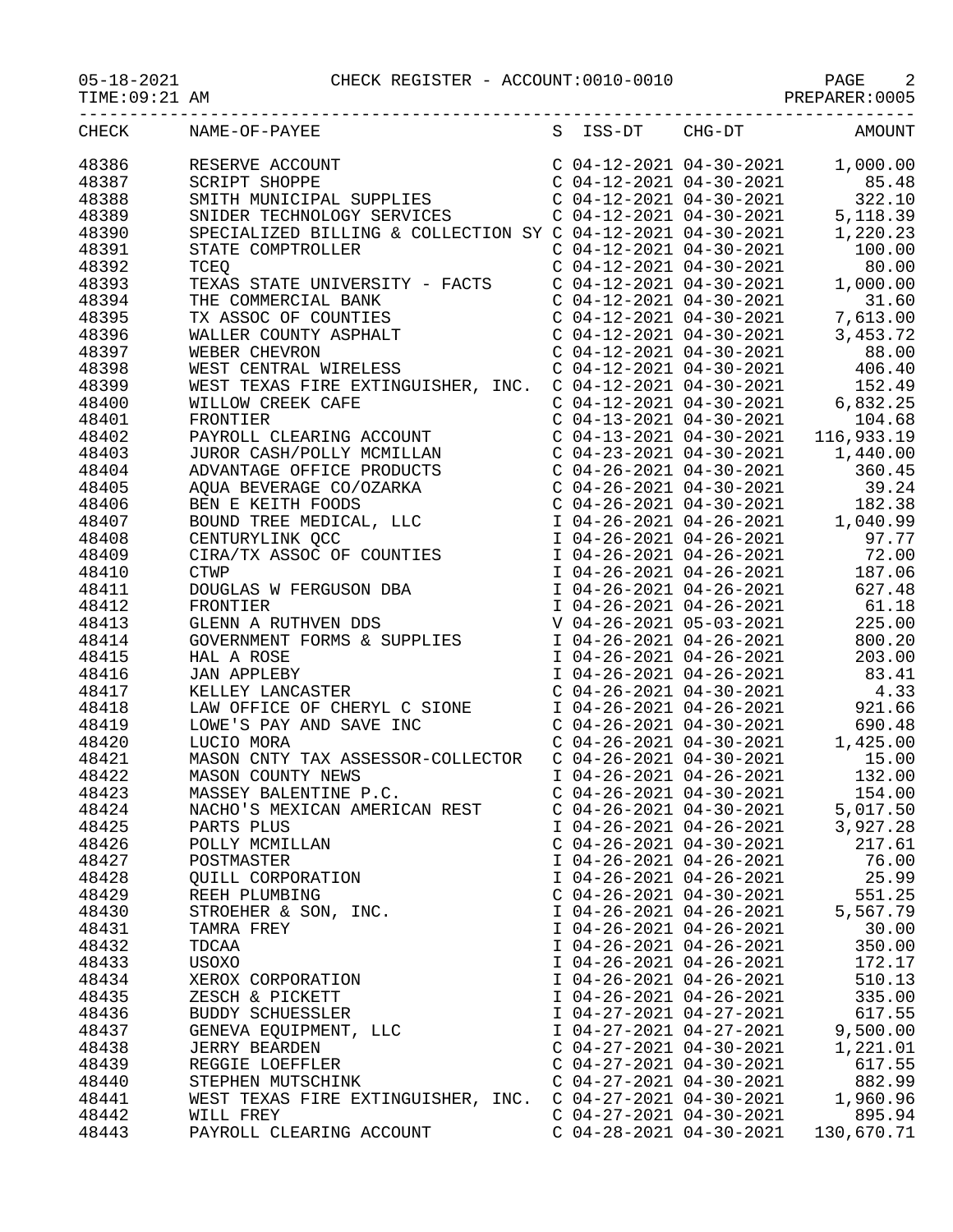CHECK REGISTER - ACCOUNT:0010-0010

| CHECK | NAME-OF-PAYEE | S | ISS-DT | CHG-DT | AMOUNT |
|---|---|---|---|---|---|
| 48386 | RESERVE ACCOUNT | C | 04-12-2021 | 04-30-2021 | 1,000.00 |
| 48387 | SCRIPT SHOPPE | C | 04-12-2021 | 04-30-2021 | 85.48 |
| 48388 | SMITH MUNICIPAL SUPPLIES | C | 04-12-2021 | 04-30-2021 | 322.10 |
| 48389 | SNIDER TECHNOLOGY SERVICES | C | 04-12-2021 | 04-30-2021 | 5,118.39 |
| 48390 | SPECIALIZED BILLING & COLLECTION SY | C | 04-12-2021 | 04-30-2021 | 1,220.23 |
| 48391 | STATE COMPTROLLER | C | 04-12-2021 | 04-30-2021 | 100.00 |
| 48392 | TCEQ | C | 04-12-2021 | 04-30-2021 | 80.00 |
| 48393 | TEXAS STATE UNIVERSITY - FACTS | C | 04-12-2021 | 04-30-2021 | 1,000.00 |
| 48394 | THE COMMERCIAL BANK | C | 04-12-2021 | 04-30-2021 | 31.60 |
| 48395 | TX ASSOC OF COUNTIES | C | 04-12-2021 | 04-30-2021 | 7,613.00 |
| 48396 | WALLER COUNTY ASPHALT | C | 04-12-2021 | 04-30-2021 | 3,453.72 |
| 48397 | WEBER CHEVRON | C | 04-12-2021 | 04-30-2021 | 88.00 |
| 48398 | WEST CENTRAL WIRELESS | C | 04-12-2021 | 04-30-2021 | 406.40 |
| 48399 | WEST TEXAS FIRE EXTINGUISHER, INC. | C | 04-12-2021 | 04-30-2021 | 152.49 |
| 48400 | WILLOW CREEK CAFE | C | 04-12-2021 | 04-30-2021 | 6,832.25 |
| 48401 | FRONTIER | C | 04-12-2021 | 04-30-2021 | 104.68 |
| 48402 | PAYROLL CLEARING ACCOUNT | C | 04-13-2021 | 04-30-2021 | 116,933.19 |
| 48403 | JUROR CASH/POLLY MCMILLAN | C | 04-23-2021 | 04-30-2021 | 1,440.00 |
| 48404 | ADVANTAGE OFFICE PRODUCTS | C | 04-26-2021 | 04-30-2021 | 360.45 |
| 48405 | AQUA BEVERAGE CO/OZARKA | C | 04-26-2021 | 04-30-2021 | 39.24 |
| 48406 | BEN E KEITH FOODS | C | 04-26-2021 | 04-30-2021 | 182.38 |
| 48407 | BOUND TREE MEDICAL, LLC | I | 04-26-2021 | 04-26-2021 | 1,040.99 |
| 48408 | CENTURYLINK QCC | I | 04-26-2021 | 04-26-2021 | 97.77 |
| 48409 | CIRA/TX ASSOC OF COUNTIES | I | 04-26-2021 | 04-26-2021 | 72.00 |
| 48410 | CTWP | I | 04-26-2021 | 04-26-2021 | 187.06 |
| 48411 | DOUGLAS W FERGUSON DBA | I | 04-26-2021 | 04-26-2021 | 627.48 |
| 48412 | FRONTIER | I | 04-26-2021 | 04-26-2021 | 61.18 |
| 48413 | GLENN A RUTHVEN DDS | V | 04-26-2021 | 05-03-2021 | 225.00 |
| 48414 | GOVERNMENT FORMS & SUPPLIES | I | 04-26-2021 | 04-26-2021 | 800.20 |
| 48415 | HAL A ROSE | I | 04-26-2021 | 04-26-2021 | 203.00 |
| 48416 | JAN APPLEBY | I | 04-26-2021 | 04-26-2021 | 83.41 |
| 48417 | KELLEY LANCASTER | C | 04-26-2021 | 04-30-2021 | 4.33 |
| 48418 | LAW OFFICE OF CHERYL C SIONE | I | 04-26-2021 | 04-26-2021 | 921.66 |
| 48419 | LOWE'S PAY AND SAVE INC | C | 04-26-2021 | 04-30-2021 | 690.48 |
| 48420 | LUCIO MORA | C | 04-26-2021 | 04-30-2021 | 1,425.00 |
| 48421 | MASON CNTY TAX ASSESSOR-COLLECTOR | C | 04-26-2021 | 04-30-2021 | 15.00 |
| 48422 | MASON COUNTY NEWS | I | 04-26-2021 | 04-26-2021 | 132.00 |
| 48423 | MASSEY BALENTINE P.C. | C | 04-26-2021 | 04-30-2021 | 154.00 |
| 48424 | NACHO'S MEXICAN AMERICAN REST | C | 04-26-2021 | 04-30-2021 | 5,017.50 |
| 48425 | PARTS PLUS | I | 04-26-2021 | 04-26-2021 | 3,927.28 |
| 48426 | POLLY MCMILLAN | C | 04-26-2021 | 04-30-2021 | 217.61 |
| 48427 | POSTMASTER | I | 04-26-2021 | 04-26-2021 | 76.00 |
| 48428 | QUILL CORPORATION | I | 04-26-2021 | 04-26-2021 | 25.99 |
| 48429 | REEH PLUMBING | C | 04-26-2021 | 04-30-2021 | 551.25 |
| 48430 | STROEHER & SON, INC. | I | 04-26-2021 | 04-26-2021 | 5,567.79 |
| 48431 | TAMRA FREY | I | 04-26-2021 | 04-26-2021 | 30.00 |
| 48432 | TDCAA | I | 04-26-2021 | 04-26-2021 | 350.00 |
| 48433 | USOXO | I | 04-26-2021 | 04-26-2021 | 172.17 |
| 48434 | XEROX CORPORATION | I | 04-26-2021 | 04-26-2021 | 510.13 |
| 48435 | ZESCH & PICKETT | I | 04-26-2021 | 04-26-2021 | 335.00 |
| 48436 | BUDDY SCHUESSLER | I | 04-27-2021 | 04-27-2021 | 617.55 |
| 48437 | GENEVA EQUIPMENT, LLC | I | 04-27-2021 | 04-27-2021 | 9,500.00 |
| 48438 | JERRY BEARDEN | C | 04-27-2021 | 04-30-2021 | 1,221.01 |
| 48439 | REGGIE LOEFFLER | C | 04-27-2021 | 04-30-2021 | 617.55 |
| 48440 | STEPHEN MUTSCHINK | C | 04-27-2021 | 04-30-2021 | 882.99 |
| 48441 | WEST TEXAS FIRE EXTINGUISHER, INC. | C | 04-27-2021 | 04-30-2021 | 1,960.96 |
| 48442 | WILL FREY | C | 04-27-2021 | 04-30-2021 | 895.94 |
| 48443 | PAYROLL CLEARING ACCOUNT | C | 04-28-2021 | 04-30-2021 | 130,670.71 |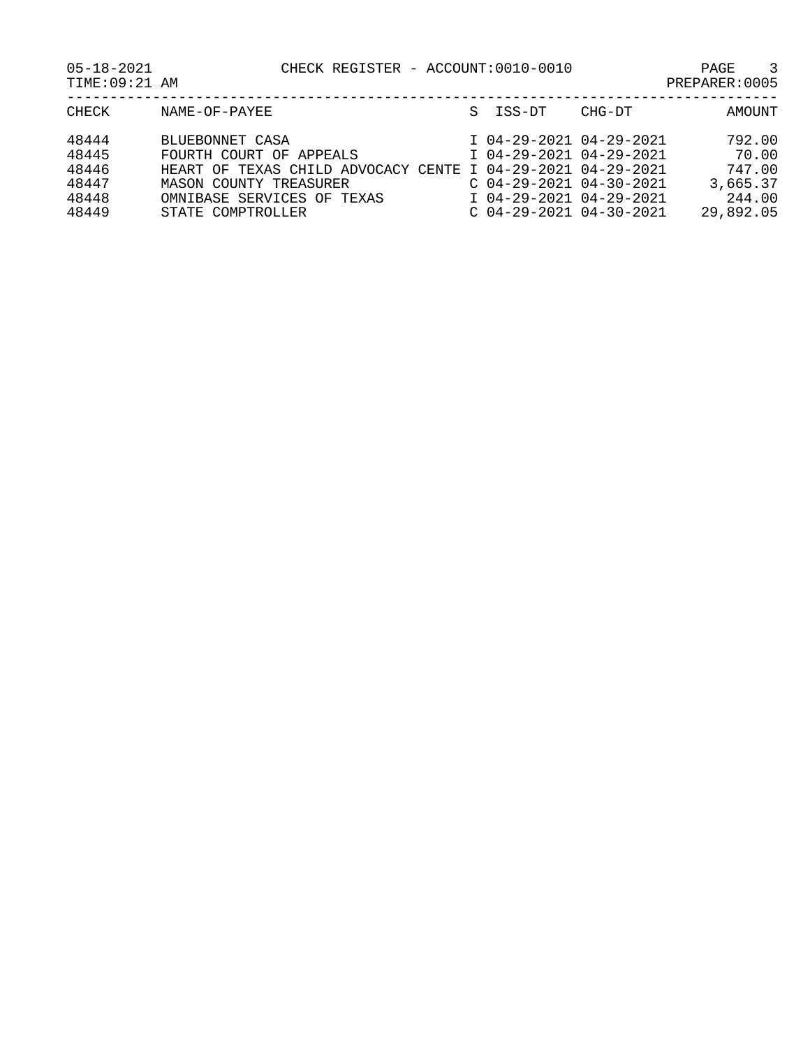CHECK REGISTER - ACCOUNT:0010-0010

05-18-2021
TIME:09:21 AM

PREPARER:0005

| CHECK | NAME-OF-PAYEE | S | ISS-DT | CHG-DT | AMOUNT |
|---|---|---|---|---|---|
| 48444 | BLUEBONNET CASA | I | 04-29-2021 | 04-29-2021 | 792.00 |
| 48445 | FOURTH COURT OF APPEALS | I | 04-29-2021 | 04-29-2021 | 70.00 |
| 48446 | HEART OF TEXAS CHILD ADVOCACY CENTE | I | 04-29-2021 | 04-29-2021 | 747.00 |
| 48447 | MASON COUNTY TREASURER | C | 04-29-2021 | 04-30-2021 | 3,665.37 |
| 48448 | OMNIBASE SERVICES OF TEXAS | I | 04-29-2021 | 04-29-2021 | 244.00 |
| 48449 | STATE COMPTROLLER | C | 04-29-2021 | 04-30-2021 | 29,892.05 |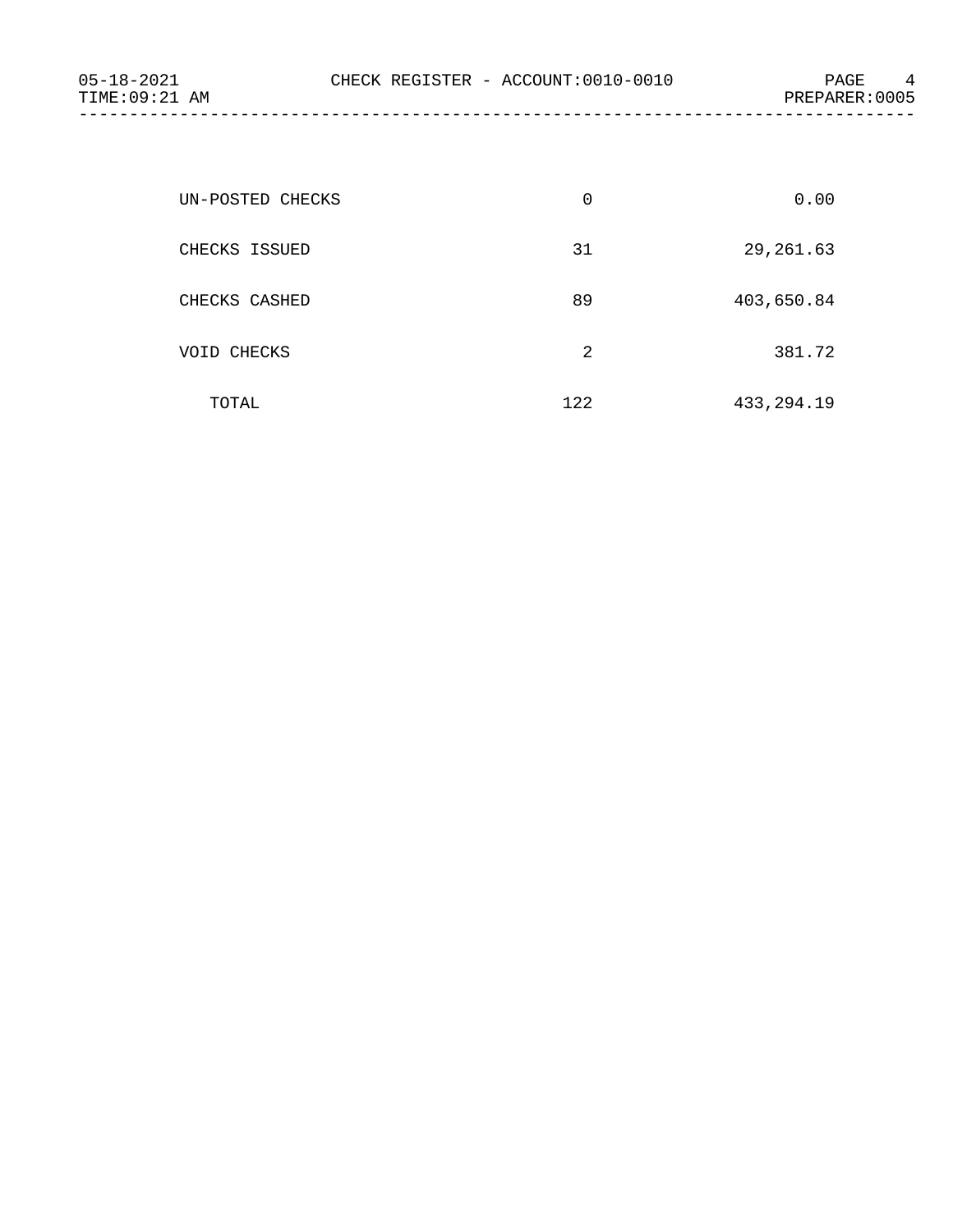05-18-2021 CHECK REGISTER - ACCOUNT:0010-0010
TIME:09:21 AM PREPARER:0005

| | | |
|---|---|---|
| UN-POSTED CHECKS | 0 | 0.00 |
| CHECKS ISSUED | 31 | 29,261.63 |
| CHECKS CASHED | 89 | 403,650.84 |
| VOID CHECKS | 2 | 381.72 |
| TOTAL | 122 | 433,294.19 |